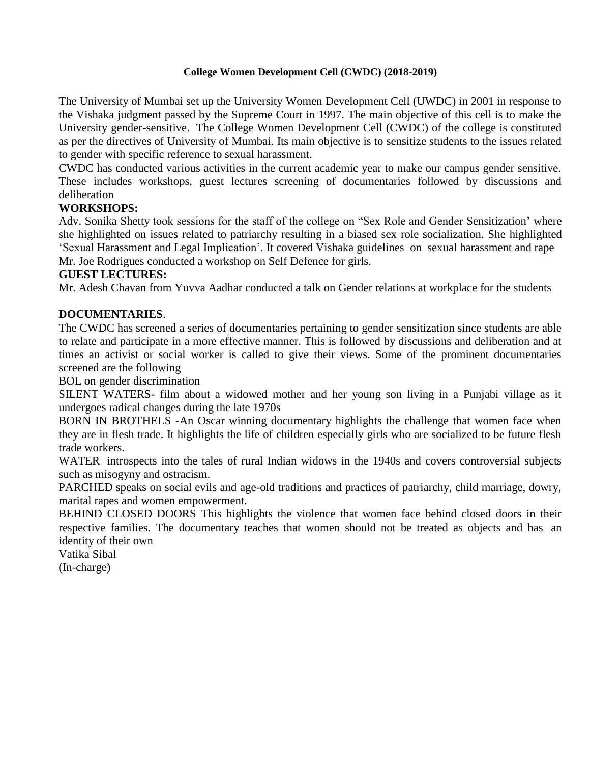**College Women Development Cell (CWDC) (2018-2019)**

The University of Mumbai set up the University Women Development Cell (UWDC) in 2001 in response to the Vishaka judgment passed by the Supreme Court in 1997. The main objective of this cell is to make the University gender-sensitive. The College Women Development Cell (CWDC) of the college is constituted as per the directives of University of Mumbai. Its main objective is to sensitize students to the issues related to gender with specific reference to sexual harassment.

CWDC has conducted various activities in the current academic year to make our campus gender sensitive. These includes workshops, guest lectures screening of documentaries followed by discussions and deliberation

**WORKSHOPS:**

Adv. Sonika Shetty took sessions for the staff of the college on "Sex Role and Gender Sensitization' where she highlighted on issues related to patriarchy resulting in a biased sex role socialization. She highlighted 'Sexual Harassment and Legal Implication'. It covered Vishaka guidelines on sexual harassment and rape

Mr. Joe Rodrigues conducted a workshop on Self Defence for girls.

**GUEST LECTURES:**

Mr. Adesh Chavan from Yuvva Aadhar conducted a talk on Gender relations at workplace for the students

**DOCUMENTARIES**.

The CWDC has screened a series of documentaries pertaining to gender sensitization since students are able to relate and participate in a more effective manner. This is followed by discussions and deliberation and at times an activist or social worker is called to give their views. Some of the prominent documentaries screened are the following

BOL on gender discrimination

SILENT WATERS- film about a widowed mother and her young son living in a Punjabi village as it undergoes radical changes during the late 1970s

BORN IN BROTHELS -An Oscar winning documentary highlights the challenge that women face when they are in flesh trade. It highlights the life of children especially girls who are socialized to be future flesh trade workers.

WATER introspects into the tales of rural Indian widows in the 1940s and covers controversial subjects such as misogyny and ostracism.

PARCHED speaks on social evils and age-old traditions and practices of patriarchy, child marriage, dowry, marital rapes and women empowerment.

BEHIND CLOSED DOORS This highlights the violence that women face behind closed doors in their respective families. The documentary teaches that women should not be treated as objects and has an identity of their own

Vatika Sibal

(In-charge)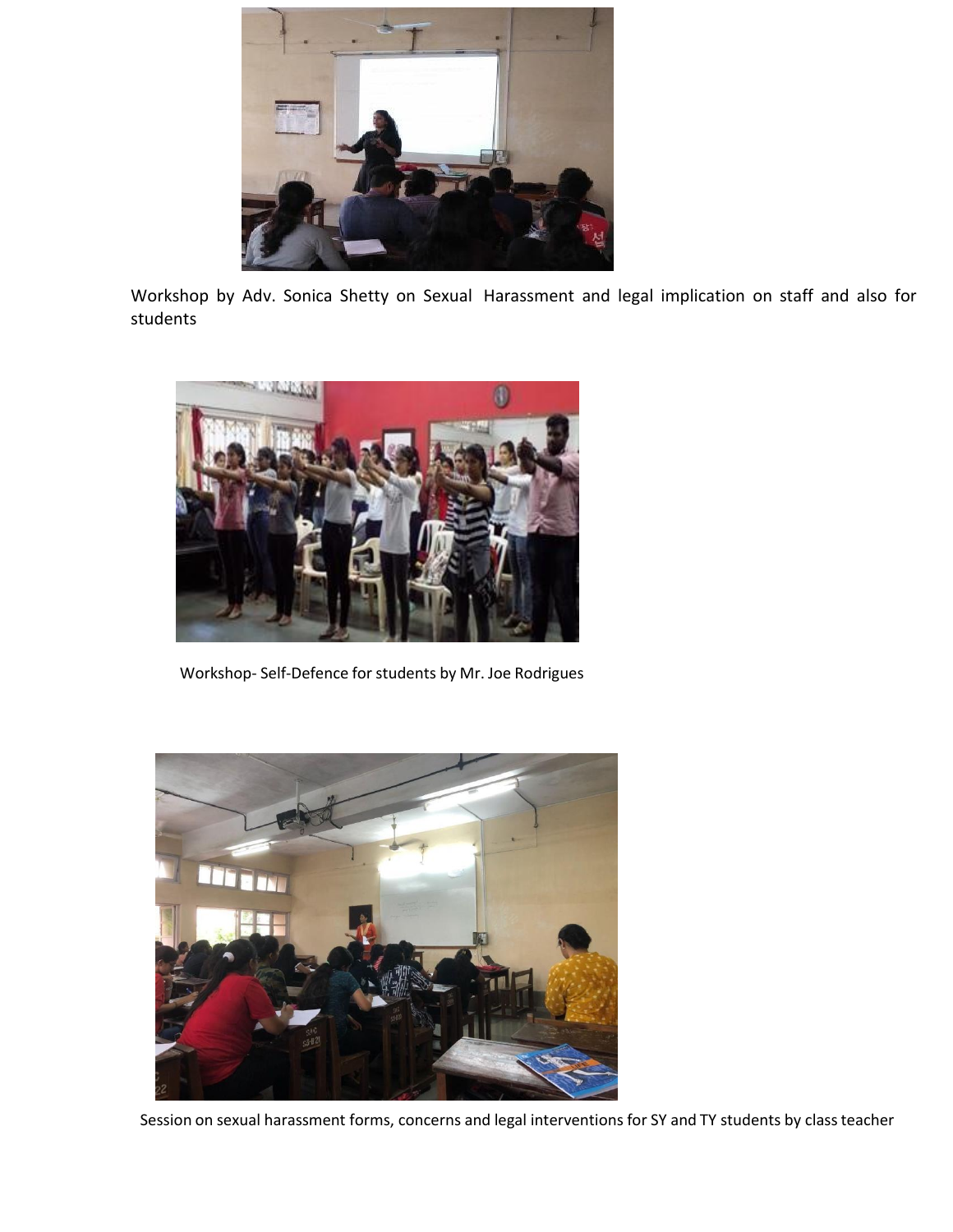Workshop by Adv. Sonica Shetty on Sexual Harassment and legal implication on staff and also for students

Workshop- Self-Defence for students by Mr. Joe Rodrigues

Session on sexual harassment forms, concerns and legal interventions for SY and TY students by class teacher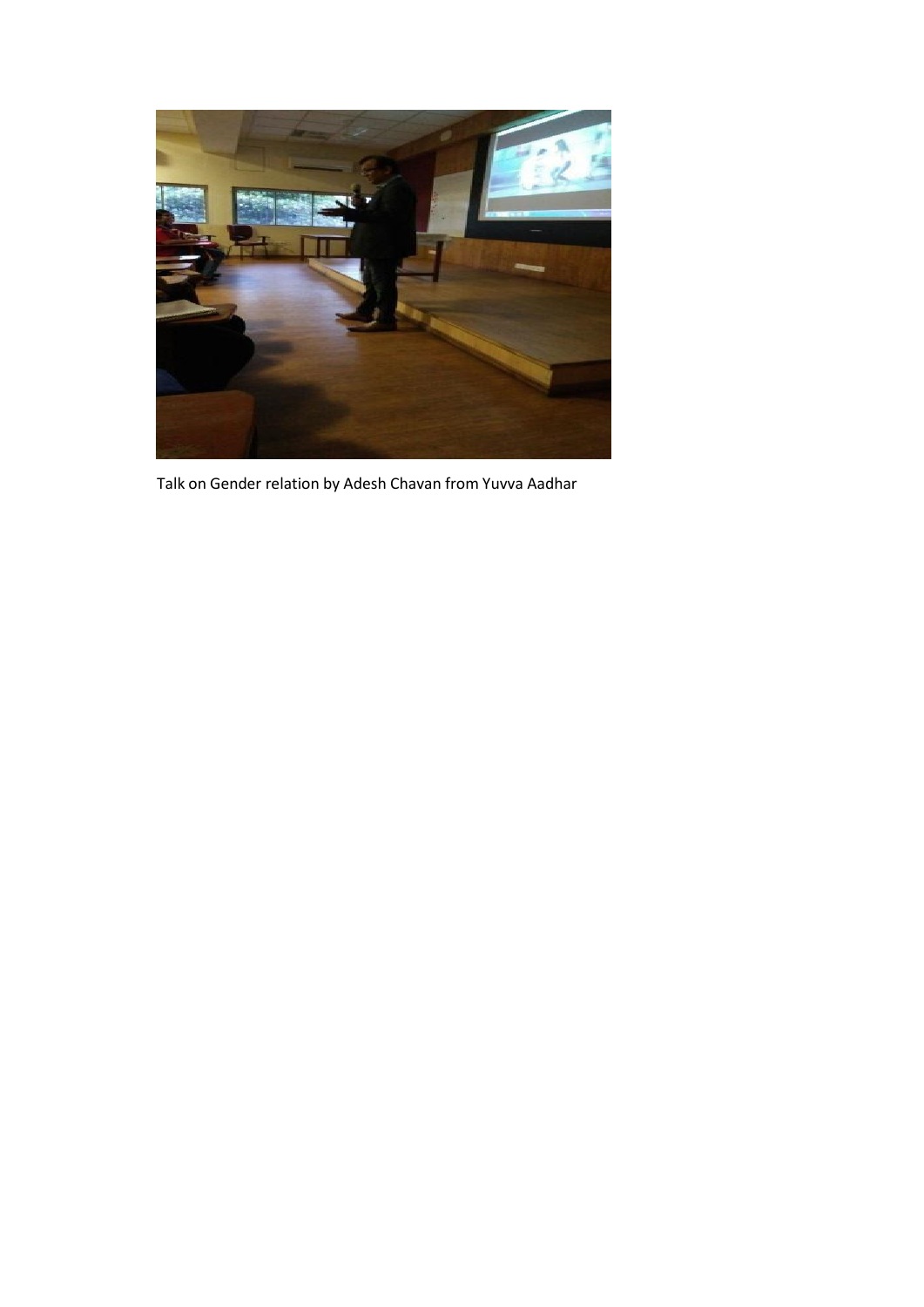Talk on Gender relation by Adesh Chavan from Yuvva Aadhar